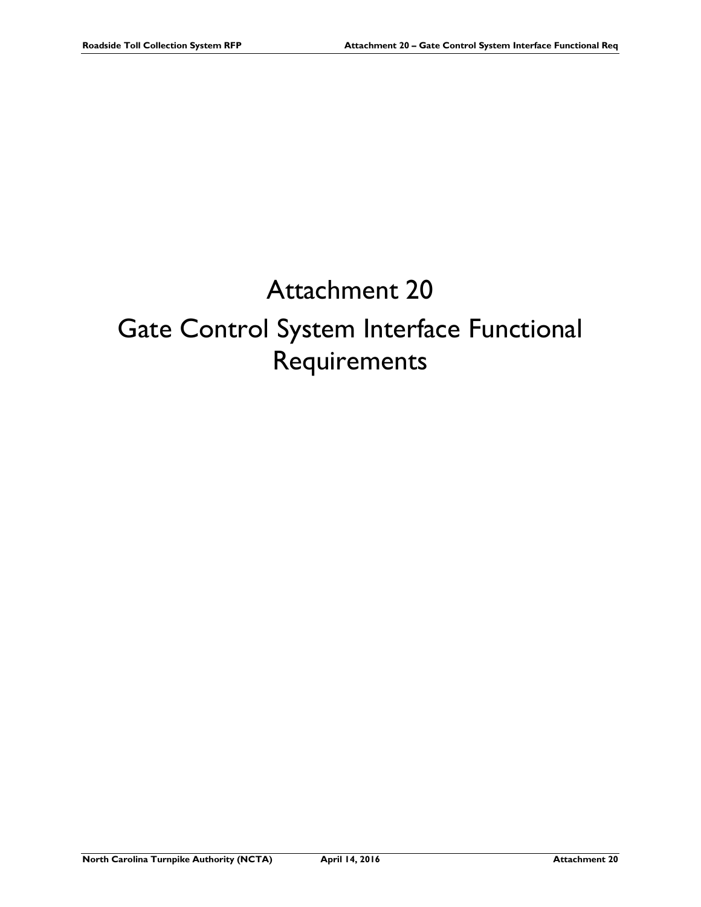# Attachment 20

# Gate Control System Interface Functional Requirements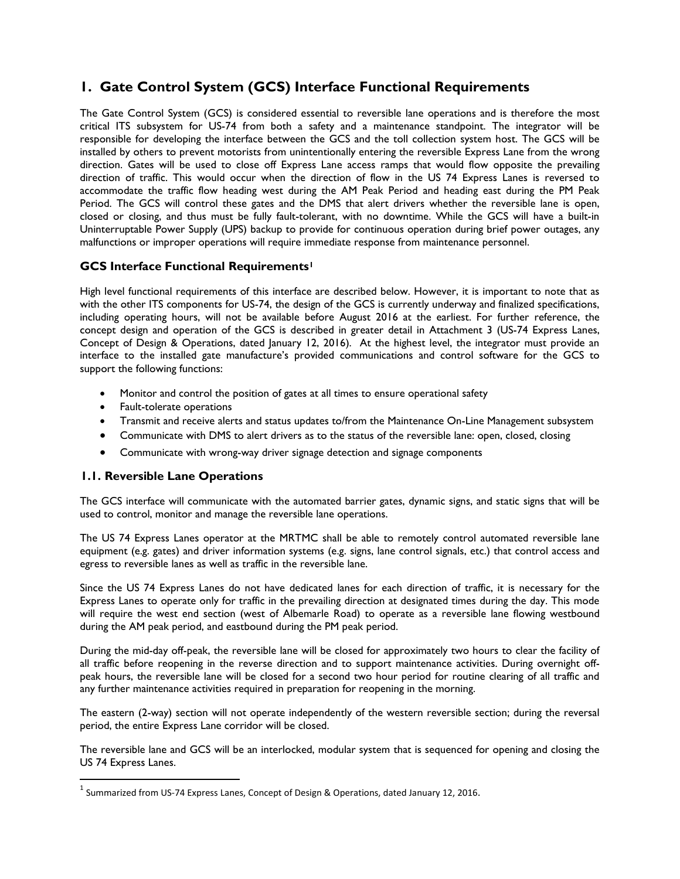# 1. Gate Control System (GCS) Interface Functional Requirements

The Gate Control System (GCS) is considered essential to reversible lane operations and is therefore the most critical ITS subsystem for US-74 from both a safety and a maintenance standpoint. The integrator will be responsible for developing the interface between the GCS and the toll collection system host. The GCS will be installed by others to prevent motorists from unintentionally entering the reversible Express Lane from the wrong direction. Gates will be used to close off Express Lane access ramps that would flow opposite the prevailing direction of traffic. This would occur when the direction of flow in the US 74 Express Lanes is reversed to accommodate the traffic flow heading west during the AM Peak Period and heading east during the PM Peak Period. The GCS will control these gates and the DMS that alert drivers whether the reversible lane is open, closed or closing, and thus must be fully fault-tolerant, with no downtime. While the GCS will have a built-in Uninterruptable Power Supply (UPS) backup to provide for continuous operation during brief power outages, any malfunctions or improper operations will require immediate response from maintenance personnel.

## GCS Interface Functional Requirements[1]

High level functional requirements of this interface are described below. However, it is important to note that as with the other ITS components for US-74, the design of the GCS is currently underway and finalized specifications, including operating hours, will not be available before August 2016 at the earliest. For further reference, the concept design and operation of the GCS is described in greater detail in Attachment 3 (US-74 Express Lanes, Concept of Design & Operations, dated January 12, 2016). At the highest level, the integrator must provide an interface to the installed gate manufacture's provided communications and control software for the GCS to support the following functions:

- Monitor and control the position of gates at all times to ensure operational safety
- Fault-tolerate operations
- Transmit and receive alerts and status updates to/from the Maintenance On-Line Management subsystem
- Communicate with DMS to alert drivers as to the status of the reversible lane: open, closed, closing
- Communicate with wrong-way driver signage detection and signage components

## 1.1. Reversible Lane Operations

The GCS interface will communicate with the automated barrier gates, dynamic signs, and static signs that will be used to control, monitor and manage the reversible lane operations.

The US 74 Express Lanes operator at the MRTMC shall be able to remotely control automated reversible lane equipment (e.g. gates) and driver information systems (e.g. signs, lane control signals, etc.) that control access and egress to reversible lanes as well as traffic in the reversible lane.

Since the US 74 Express Lanes do not have dedicated lanes for each direction of traffic, it is necessary for the Express Lanes to operate only for traffic in the prevailing direction at designated times during the day. This mode will require the west end section (west of Albemarle Road) to operate as a reversible lane flowing westbound during the AM peak period, and eastbound during the PM peak period.

During the mid-day off-peak, the reversible lane will be closed for approximately two hours to clear the facility of all traffic before reopening in the reverse direction and to support maintenance activities. During overnight off-peak hours, the reversible lane will be closed for a second two hour period for routine clearing of all traffic and any further maintenance activities required in preparation for reopening in the morning.

The eastern (2-way) section will not operate independently of the western reversible section; during the reversal period, the entire Express Lane corridor will be closed.

The reversible lane and GCS will be an interlocked, modular system that is sequenced for opening and closing the US 74 Express Lanes.

[1] Summarized from US-74 Express Lanes, Concept of Design & Operations, dated January 12, 2016.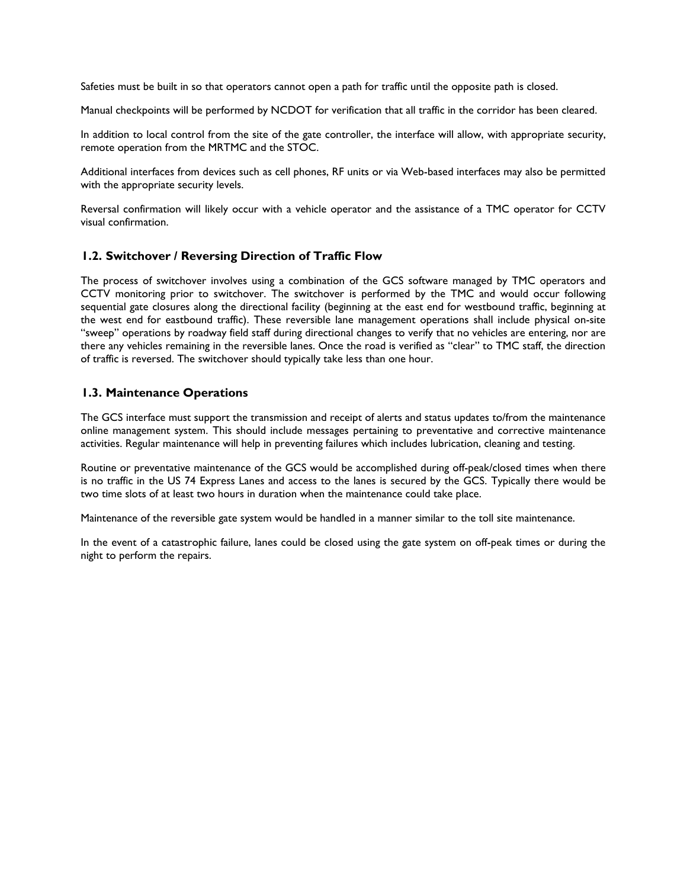Safeties must be built in so that operators cannot open a path for traffic until the opposite path is closed.

Manual checkpoints will be performed by NCDOT for verification that all traffic in the corridor has been cleared.

In addition to local control from the site of the gate controller, the interface will allow, with appropriate security, remote operation from the MRTMC and the STOC.

Additional interfaces from devices such as cell phones, RF units or via Web-based interfaces may also be permitted with the appropriate security levels.

Reversal confirmation will likely occur with a vehicle operator and the assistance of a TMC operator for CCTV visual confirmation.

## 1.2. Switchover / Reversing Direction of Traffic Flow

The process of switchover involves using a combination of the GCS software managed by TMC operators and CCTV monitoring prior to switchover. The switchover is performed by the TMC and would occur following sequential gate closures along the directional facility (beginning at the east end for westbound traffic, beginning at the west end for eastbound traffic). These reversible lane management operations shall include physical on-site "sweep" operations by roadway field staff during directional changes to verify that no vehicles are entering, nor are there any vehicles remaining in the reversible lanes. Once the road is verified as "clear" to TMC staff, the direction of traffic is reversed. The switchover should typically take less than one hour.

## 1.3. Maintenance Operations

The GCS interface must support the transmission and receipt of alerts and status updates to/from the maintenance online management system. This should include messages pertaining to preventative and corrective maintenance activities. Regular maintenance will help in preventing failures which includes lubrication, cleaning and testing.

Routine or preventative maintenance of the GCS would be accomplished during off-peak/closed times when there is no traffic in the US 74 Express Lanes and access to the lanes is secured by the GCS. Typically there would be two time slots of at least two hours in duration when the maintenance could take place.

Maintenance of the reversible gate system would be handled in a manner similar to the toll site maintenance.

In the event of a catastrophic failure, lanes could be closed using the gate system on off-peak times or during the night to perform the repairs.